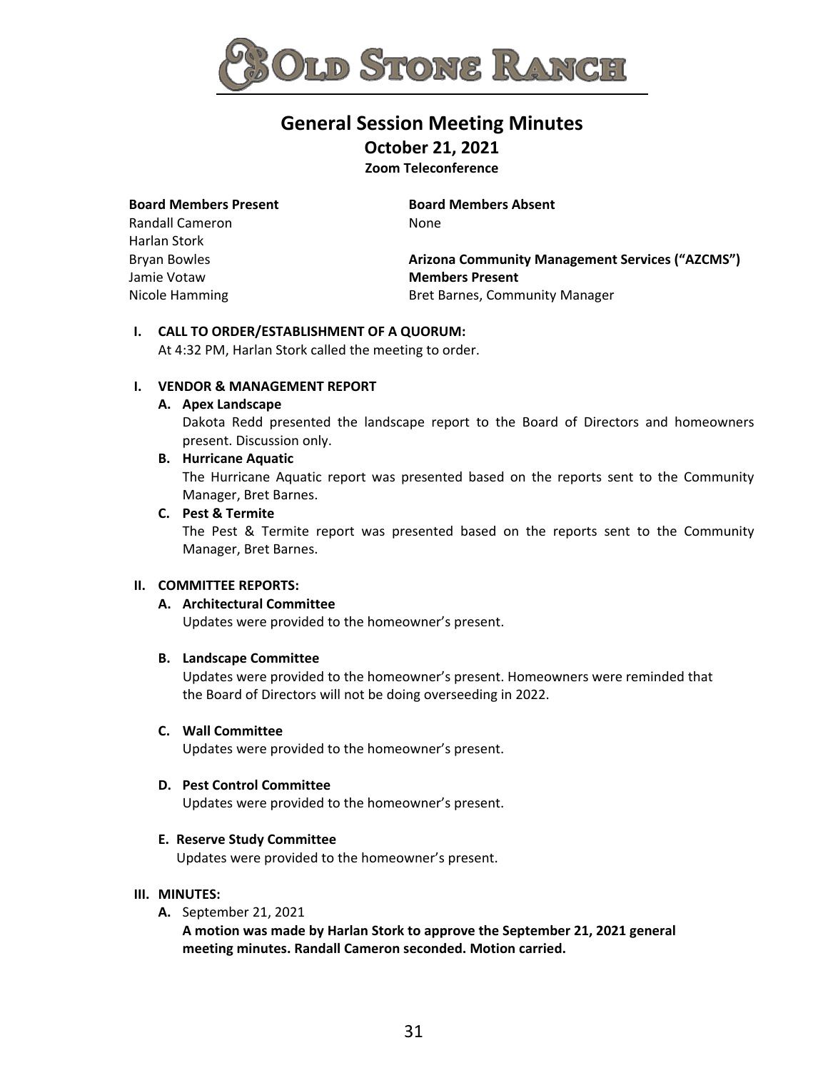# OLD STONE RANCH

## General Session Meeting Minutes

**October 21, 2021**

**Zoom Teleconference**

**Board Members Present**
Randall Cameron
Harlan Stork
Bryan Bowles
Jamie Votaw
Nicole Hamming

**Board Members Absent**
None

**Arizona Community Management Services ("AZCMS") Members Present**
Bret Barnes, Community Manager

**I. CALL TO ORDER/ESTABLISHMENT OF A QUORUM:**
At 4:32 PM, Harlan Stork called the meeting to order.

**I. VENDOR & MANAGEMENT REPORT**

**A. Apex Landscape**
Dakota Redd presented the landscape report to the Board of Directors and homeowners present. Discussion only.

**B. Hurricane Aquatic**
The Hurricane Aquatic report was presented based on the reports sent to the Community Manager, Bret Barnes.

**C. Pest & Termite**
The Pest & Termite report was presented based on the reports sent to the Community Manager, Bret Barnes.

**II. COMMITTEE REPORTS:**

**A. Architectural Committee**
Updates were provided to the homeowner's present.

**B. Landscape Committee**
Updates were provided to the homeowner's present. Homeowners were reminded that the Board of Directors will not be doing overseeding in 2022.

**C. Wall Committee**
Updates were provided to the homeowner's present.

**D. Pest Control Committee**
Updates were provided to the homeowner's present.

**E. Reserve Study Committee**
Updates were provided to the homeowner's present.

**III. MINUTES:**

**A.** September 21, 2021
**A motion was made by Harlan Stork to approve the September 21, 2021 general meeting minutes. Randall Cameron seconded. Motion carried.**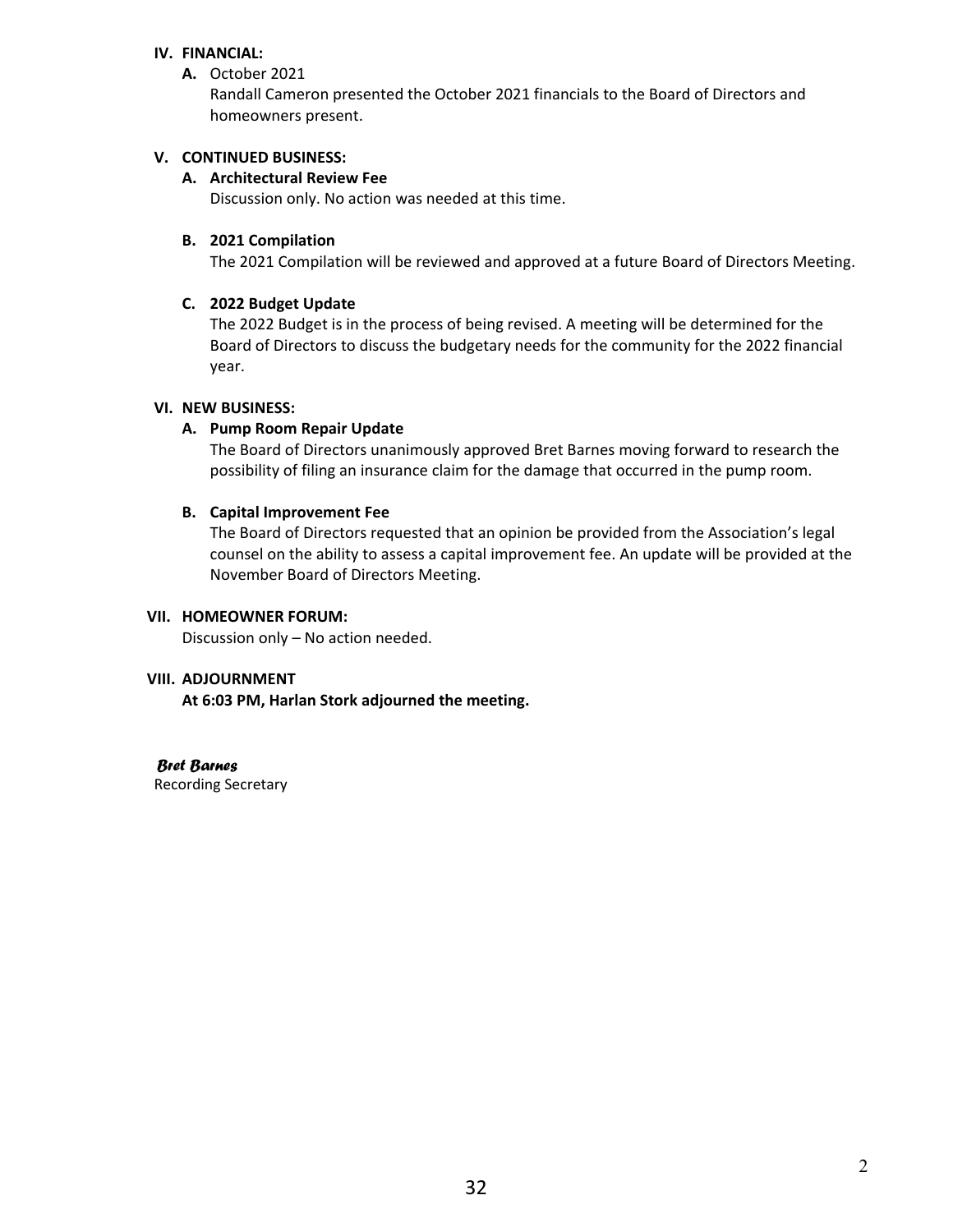## IV. FINANCIAL:

**A.** October 2021

Randall Cameron presented the October 2021 financials to the Board of Directors and homeowners present.

## V. CONTINUED BUSINESS:

### A. Architectural Review Fee

Discussion only. No action was needed at this time.

### B. 2021 Compilation

The 2021 Compilation will be reviewed and approved at a future Board of Directors Meeting.

### C. 2022 Budget Update

The 2022 Budget is in the process of being revised. A meeting will be determined for the Board of Directors to discuss the budgetary needs for the community for the 2022 financial year.

## VI. NEW BUSINESS:

### A. Pump Room Repair Update

The Board of Directors unanimously approved Bret Barnes moving forward to research the possibility of filing an insurance claim for the damage that occurred in the pump room.

### B. Capital Improvement Fee

The Board of Directors requested that an opinion be provided from the Association's legal counsel on the ability to assess a capital improvement fee. An update will be provided at the November Board of Directors Meeting.

## VII. HOMEOWNER FORUM:

Discussion only – No action needed.

## VIII. ADJOURNMENT

**At 6:03 PM, Harlan Stork adjourned the meeting.**

*Bret Barnes*

Recording Secretary